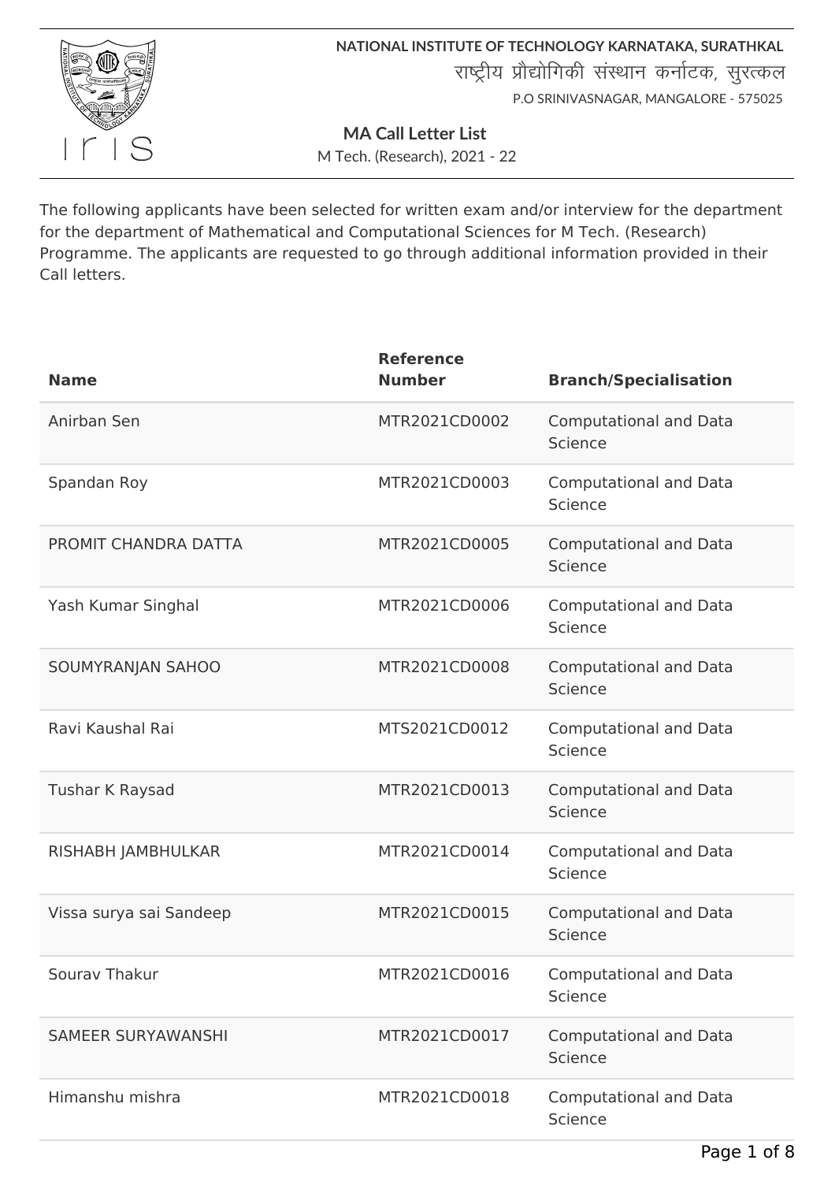**NATIONAL INSTITUTE OF TECHNOLOGY KARNATAKA, SURATHKAL**

राष्ट्रीय प्रौद्योगिकी संस्थान कर्नाटक, सुरत्कल

P.O SRINIVASNAGAR, MANGALORE - 575025

## MA Call Letter List

M Tech. (Research), 2021 - 22

The following applicants have been selected for written exam and/or interview for the department for the department of Mathematical and Computational Sciences for M Tech. (Research) Programme. The applicants are requested to go through additional information provided in their Call letters.

| Name | Reference Number | Branch/Specialisation |
|---|---|---|
| Anirban Sen | MTR2021CD0002 | Computational and Data Science |
| Spandan Roy | MTR2021CD0003 | Computational and Data Science |
| PROMIT CHANDRA DATTA | MTR2021CD0005 | Computational and Data Science |
| Yash Kumar Singhal | MTR2021CD0006 | Computational and Data Science |
| SOUMYRANJAN SAHOO | MTR2021CD0008 | Computational and Data Science |
| Ravi Kaushal Rai | MTS2021CD0012 | Computational and Data Science |
| Tushar K Raysad | MTR2021CD0013 | Computational and Data Science |
| RISHABH JAMBHULKAR | MTR2021CD0014 | Computational and Data Science |
| Vissa surya sai Sandeep | MTR2021CD0015 | Computational and Data Science |
| Sourav Thakur | MTR2021CD0016 | Computational and Data Science |
| SAMEER SURYAWANSHI | MTR2021CD0017 | Computational and Data Science |
| Himanshu mishra | MTR2021CD0018 | Computational and Data Science |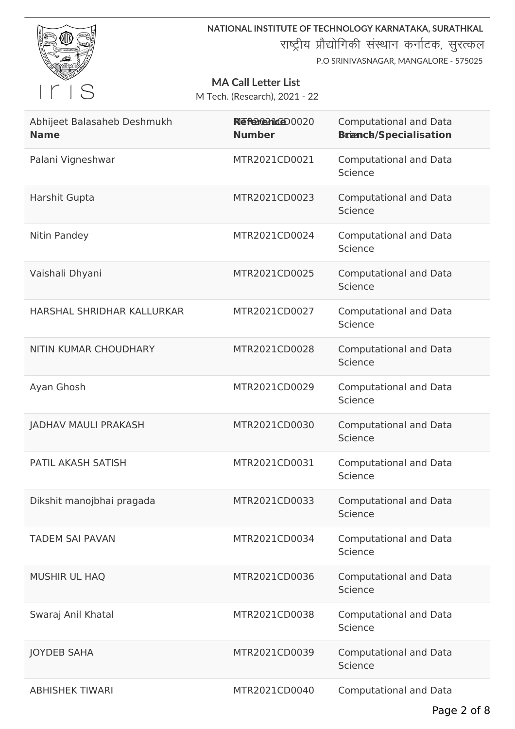| Name | Reference Number | Branch/Specialisation |
|---|---|---|
| Abhijeet Balasaheb Deshmukh | MTR2021CD0020 | Computational and Data Science |
| Palani Vigneshwar | MTR2021CD0021 | Computational and Data Science |
| Harshit Gupta | MTR2021CD0023 | Computational and Data Science |
| Nitin Pandey | MTR2021CD0024 | Computational and Data Science |
| Vaishali Dhyani | MTR2021CD0025 | Computational and Data Science |
| HARSHAL SHRIDHAR KALLURKAR | MTR2021CD0027 | Computational and Data Science |
| NITIN KUMAR CHOUDHARY | MTR2021CD0028 | Computational and Data Science |
| Ayan Ghosh | MTR2021CD0029 | Computational and Data Science |
| JADHAV MAULI PRAKASH | MTR2021CD0030 | Computational and Data Science |
| PATIL AKASH SATISH | MTR2021CD0031 | Computational and Data Science |
| Dikshit manojbhai pragada | MTR2021CD0033 | Computational and Data Science |
| TADEM SAI PAVAN | MTR2021CD0034 | Computational and Data Science |
| MUSHIR UL HAQ | MTR2021CD0036 | Computational and Data Science |
| Swaraj Anil Khatal | MTR2021CD0038 | Computational and Data Science |
| JOYDEB SAHA | MTR2021CD0039 | Computational and Data Science |
| ABHISHEK TIWARI | MTR2021CD0040 | Computational and Data |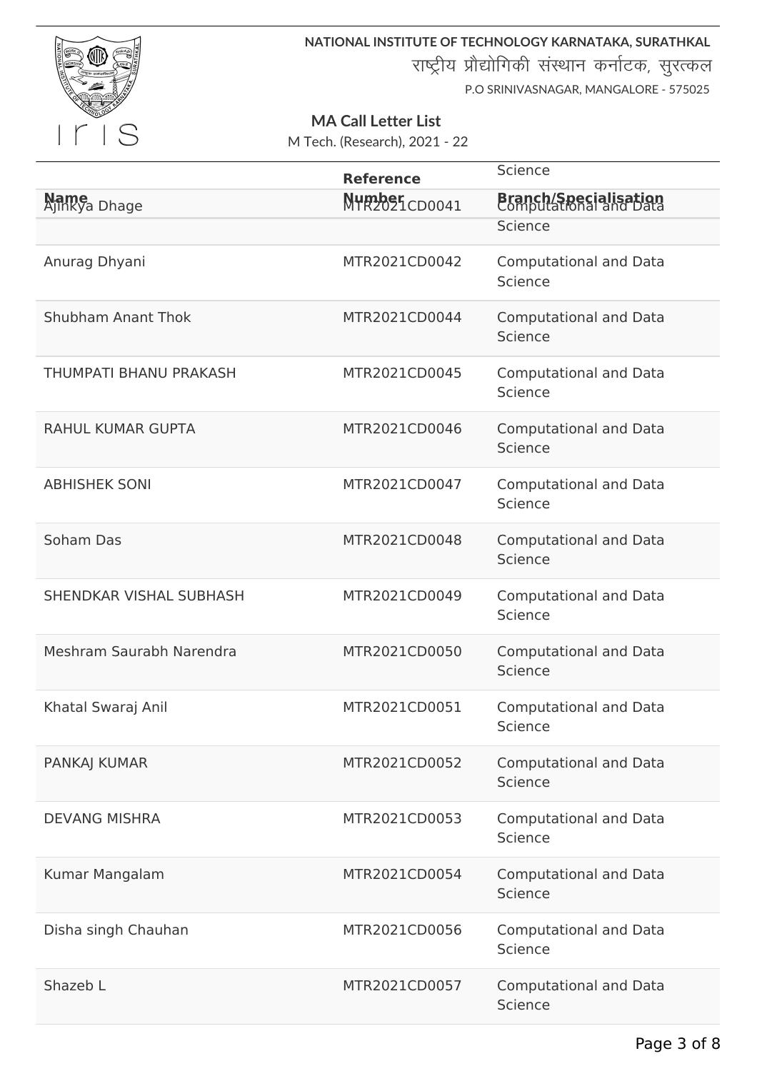NATIONAL INSTITUTE OF TECHNOLOGY KARNATAKA, SURATHKAL

राष्ट्रीय प्रौद्योगिकी संस्थान कर्नाटक, सुरत्कल

P.O SRINIVASNAGAR, MANGALORE - 575025

## MA Call Letter List

M Tech. (Research), 2021 - 22

| Name | Reference Number | Branch/Specialisation |
|---|---|---|
| Ajinkya Dhage | MTR2021CD0041 | Computational and Data Science |
| Anurag Dhyani | MTR2021CD0042 | Computational and Data Science |
| Shubham Anant Thok | MTR2021CD0044 | Computational and Data Science |
| THUMPATI BHANU PRAKASH | MTR2021CD0045 | Computational and Data Science |
| RAHUL KUMAR GUPTA | MTR2021CD0046 | Computational and Data Science |
| ABHISHEK SONI | MTR2021CD0047 | Computational and Data Science |
| Soham Das | MTR2021CD0048 | Computational and Data Science |
| SHENDKAR VISHAL SUBHASH | MTR2021CD0049 | Computational and Data Science |
| Meshram Saurabh Narendra | MTR2021CD0050 | Computational and Data Science |
| Khatal Swaraj Anil | MTR2021CD0051 | Computational and Data Science |
| PANKAJ KUMAR | MTR2021CD0052 | Computational and Data Science |
| DEVANG MISHRA | MTR2021CD0053 | Computational and Data Science |
| Kumar Mangalam | MTR2021CD0054 | Computational and Data Science |
| Disha singh Chauhan | MTR2021CD0056 | Computational and Data Science |
| Shazeb L | MTR2021CD0057 | Computational and Data Science |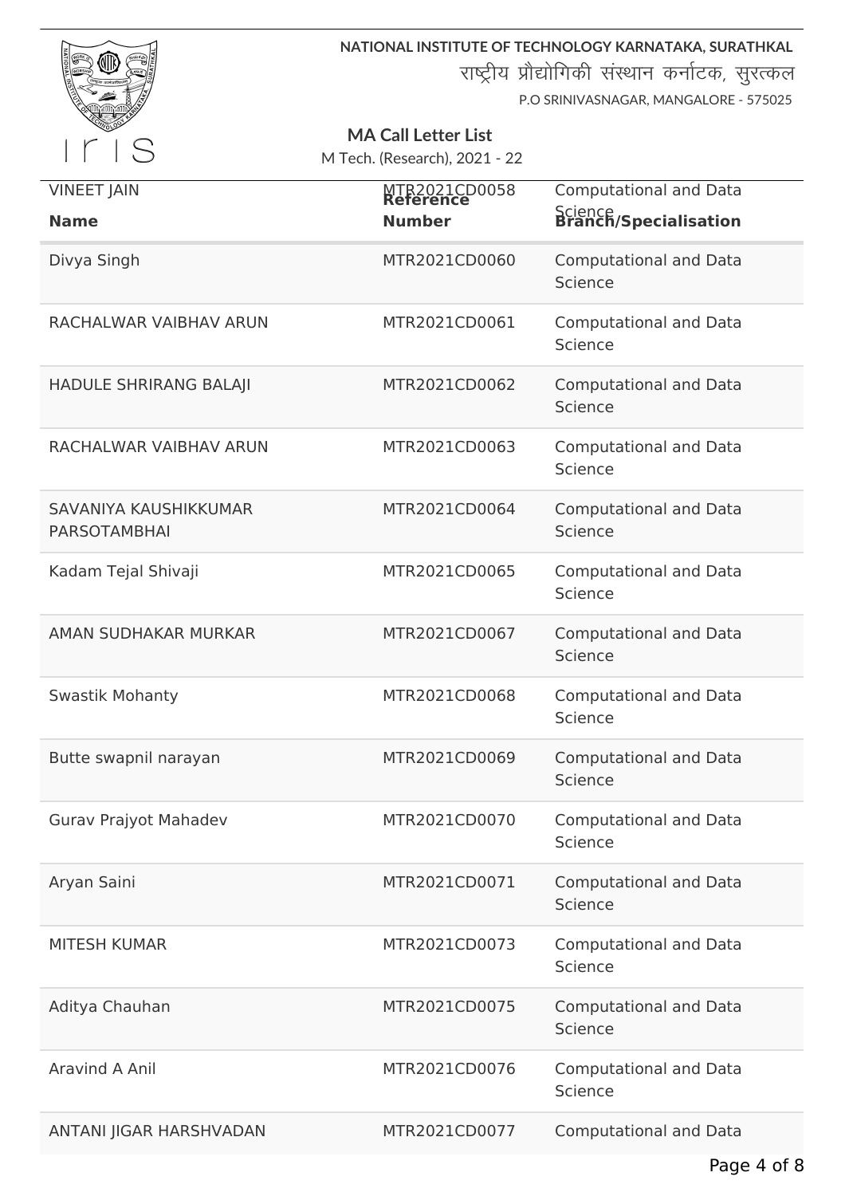NATIONAL INSTITUTE OF TECHNOLOGY KARNATAKA, SURATHKAL

राष्ट्रीय प्रौद्योगिकी संस्थान कर्नाटक, सुरत्कल

P.O SRINIVASNAGAR, MANGALORE - 575025

## MA Call Letter List

M Tech. (Research), 2021 - 22

| Name | Reference Number | Branch/Specialisation |
|---|---|---|
| VINEET JAIN | MTR2021CD0058 | Computational and Data Science |
| Divya Singh | MTR2021CD0060 | Computational and Data Science |
| RACHALWAR VAIBHAV ARUN | MTR2021CD0061 | Computational and Data Science |
| HADULE SHRIRANG BALAJI | MTR2021CD0062 | Computational and Data Science |
| RACHALWAR VAIBHAV ARUN | MTR2021CD0063 | Computational and Data Science |
| SAVANIYA KAUSHIKKUMAR PARSOTAMBHAI | MTR2021CD0064 | Computational and Data Science |
| Kadam Tejal Shivaji | MTR2021CD0065 | Computational and Data Science |
| AMAN SUDHAKAR MURKAR | MTR2021CD0067 | Computational and Data Science |
| Swastik Mohanty | MTR2021CD0068 | Computational and Data Science |
| Butte swapnil narayan | MTR2021CD0069 | Computational and Data Science |
| Gurav Prajyot Mahadev | MTR2021CD0070 | Computational and Data Science |
| Aryan Saini | MTR2021CD0071 | Computational and Data Science |
| MITESH KUMAR | MTR2021CD0073 | Computational and Data Science |
| Aditya Chauhan | MTR2021CD0075 | Computational and Data Science |
| Aravind A Anil | MTR2021CD0076 | Computational and Data Science |
| ANTANI JIGAR HARSHVADAN | MTR2021CD0077 | Computational and Data |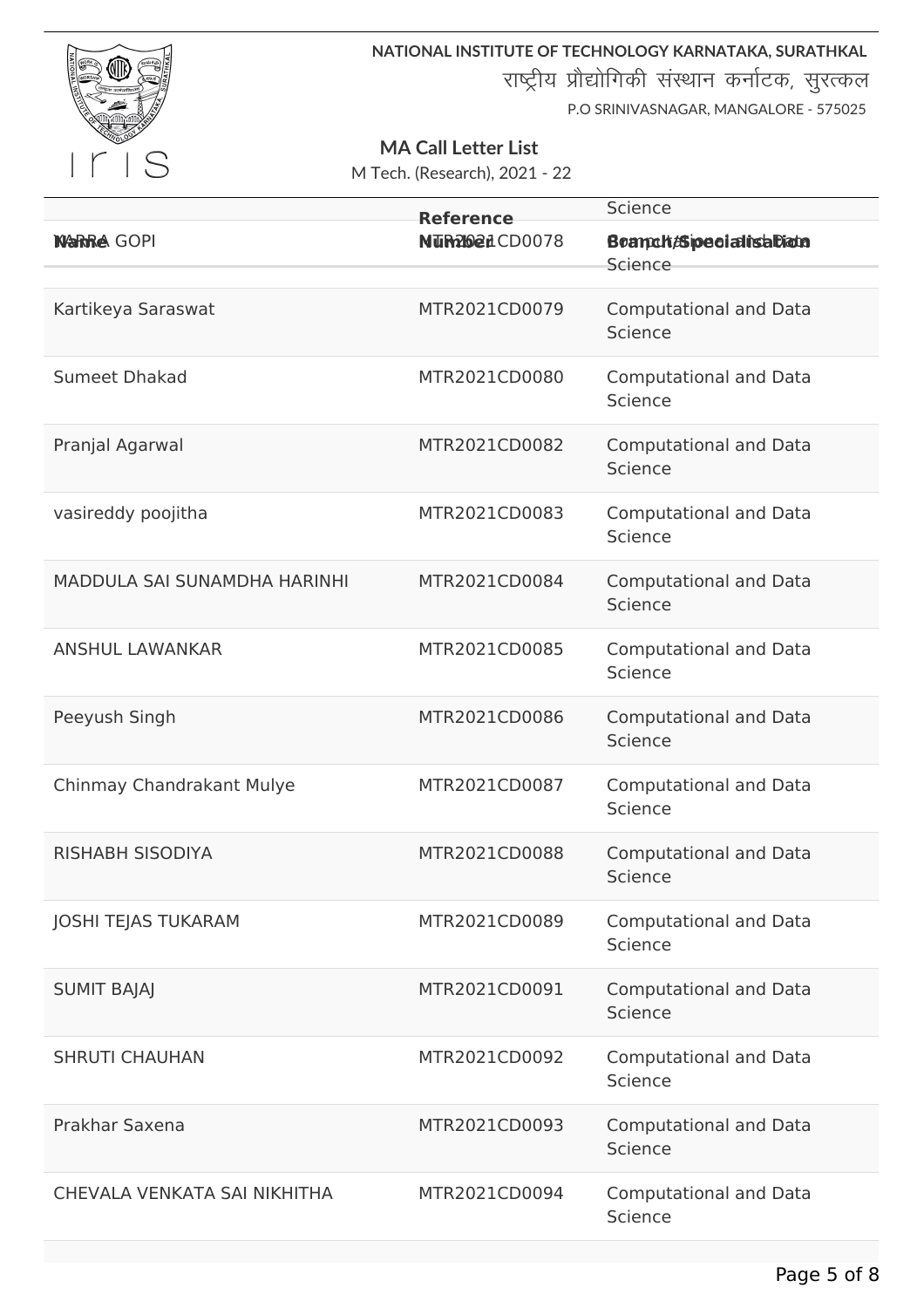NATIONAL INSTITUTE OF TECHNOLOGY KARNATAKA, SURATHKAL

राष्ट्रीय प्रौद्योगिकी संस्थान कर्नाटक, सुरत्कल

P.O SRINIVASNAGAR, MANGALORE - 575025

## MA Call Letter List

M Tech. (Research), 2021 - 22

| Name | Reference Number | Branch/Specialisation |
|---|---|---|
| MARRA GOPI | MTR2021CD0078 | Computational and Data Science |
| Kartikeya Saraswat | MTR2021CD0079 | Computational and Data Science |
| Sumeet Dhakad | MTR2021CD0080 | Computational and Data Science |
| Pranjal Agarwal | MTR2021CD0082 | Computational and Data Science |
| vasireddy poojitha | MTR2021CD0083 | Computational and Data Science |
| MADDULA SAI SUNAMDHA HARINHI | MTR2021CD0084 | Computational and Data Science |
| ANSHUL LAWANKAR | MTR2021CD0085 | Computational and Data Science |
| Peeyush Singh | MTR2021CD0086 | Computational and Data Science |
| Chinmay Chandrakant Mulye | MTR2021CD0087 | Computational and Data Science |
| RISHABH SISODIYA | MTR2021CD0088 | Computational and Data Science |
| JOSHI TEJAS TUKARAM | MTR2021CD0089 | Computational and Data Science |
| SUMIT BAJAJ | MTR2021CD0091 | Computational and Data Science |
| SHRUTI CHAUHAN | MTR2021CD0092 | Computational and Data Science |
| Prakhar Saxena | MTR2021CD0093 | Computational and Data Science |
| CHEVALA VENKATA SAI NIKHITHA | MTR2021CD0094 | Computational and Data Science |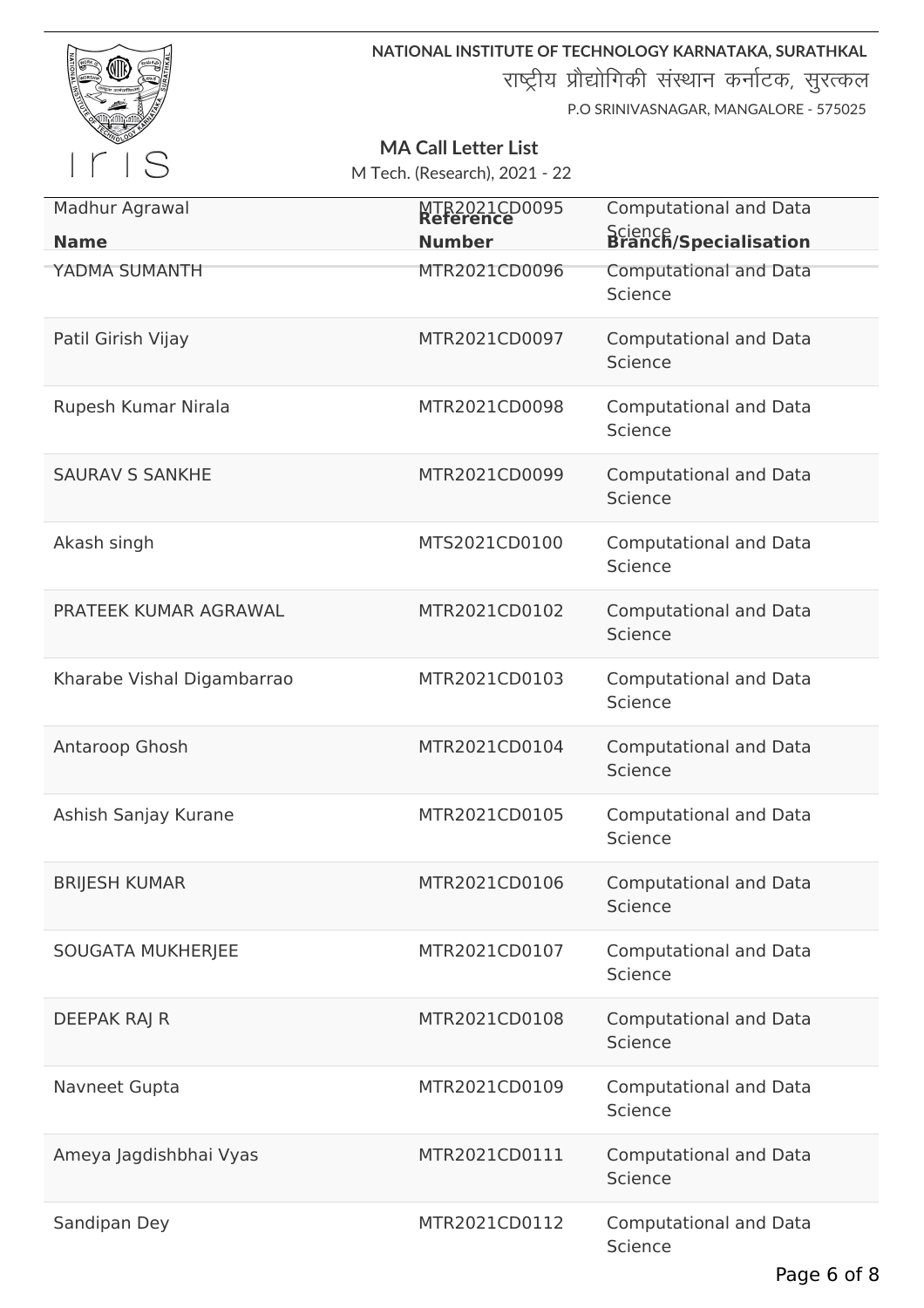NATIONAL INSTITUTE OF TECHNOLOGY KARNATAKA, SURATHKAL

राष्ट्रीय प्रौद्योगिकी संस्थान कर्नाटक, सुरत्कल

P.O SRINIVASNAGAR, MANGALORE - 575025

## MA Call Letter List

M Tech. (Research), 2021 - 22

| Name | Reference Number | Branch/Specialisation |
|---|---|---|
| Madhur Agrawal | MTR2021CD0095 | Computational and Data Science |
| YADMA SUMANTH | MTR2021CD0096 | Computational and Data Science |
| Patil Girish Vijay | MTR2021CD0097 | Computational and Data Science |
| Rupesh Kumar Nirala | MTR2021CD0098 | Computational and Data Science |
| SAURAV S SANKHE | MTR2021CD0099 | Computational and Data Science |
| Akash singh | MTS2021CD0100 | Computational and Data Science |
| PRATEEK KUMAR AGRAWAL | MTR2021CD0102 | Computational and Data Science |
| Kharabe Vishal Digambarrao | MTR2021CD0103 | Computational and Data Science |
| Antaroop Ghosh | MTR2021CD0104 | Computational and Data Science |
| Ashish Sanjay Kurane | MTR2021CD0105 | Computational and Data Science |
| BRIJESH KUMAR | MTR2021CD0106 | Computational and Data Science |
| SOUGATA MUKHERJEE | MTR2021CD0107 | Computational and Data Science |
| DEEPAK RAJ R | MTR2021CD0108 | Computational and Data Science |
| Navneet Gupta | MTR2021CD0109 | Computational and Data Science |
| Ameya Jagdishbhai Vyas | MTR2021CD0111 | Computational and Data Science |
| Sandipan Dey | MTR2021CD0112 | Computational and Data Science |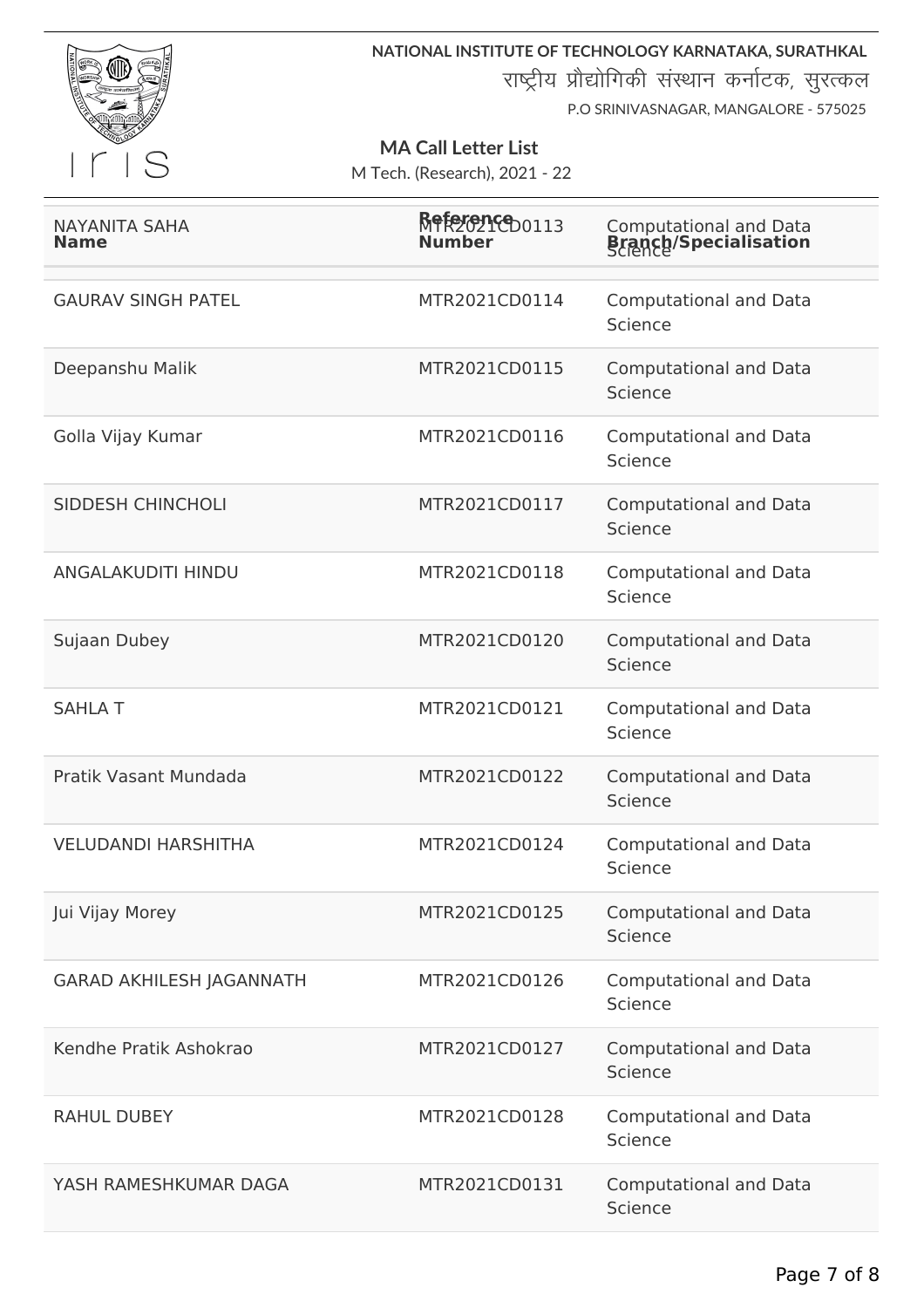NATIONAL INSTITUTE OF TECHNOLOGY KARNATAKA, SURATHKAL

राष्ट्रीय प्रौद्योगिकी संस्थान कर्नाटक, सुरत्कल

P.O SRINIVASNAGAR, MANGALORE - 575025

**MA Call Letter List**

M Tech. (Research), 2021 - 22

| Name | Reference Number | Branch/Specialisation |
|---|---|---|
| NAYANITA SAHA | MTR2021CD0113 | Computational and Data Science |
| GAURAV SINGH PATEL | MTR2021CD0114 | Computational and Data Science |
| Deepanshu Malik | MTR2021CD0115 | Computational and Data Science |
| Golla Vijay Kumar | MTR2021CD0116 | Computational and Data Science |
| SIDDESH CHINCHOLI | MTR2021CD0117 | Computational and Data Science |
| ANGALAKUDITI HINDU | MTR2021CD0118 | Computational and Data Science |
| Sujaan Dubey | MTR2021CD0120 | Computational and Data Science |
| SAHLA T | MTR2021CD0121 | Computational and Data Science |
| Pratik Vasant Mundada | MTR2021CD0122 | Computational and Data Science |
| VELUDANDI HARSHITHA | MTR2021CD0124 | Computational and Data Science |
| Jui Vijay Morey | MTR2021CD0125 | Computational and Data Science |
| GARAD AKHILESH JAGANNATH | MTR2021CD0126 | Computational and Data Science |
| Kendhe Pratik Ashokrao | MTR2021CD0127 | Computational and Data Science |
| RAHUL DUBEY | MTR2021CD0128 | Computational and Data Science |
| YASH RAMESHKUMAR DAGA | MTR2021CD0131 | Computational and Data Science |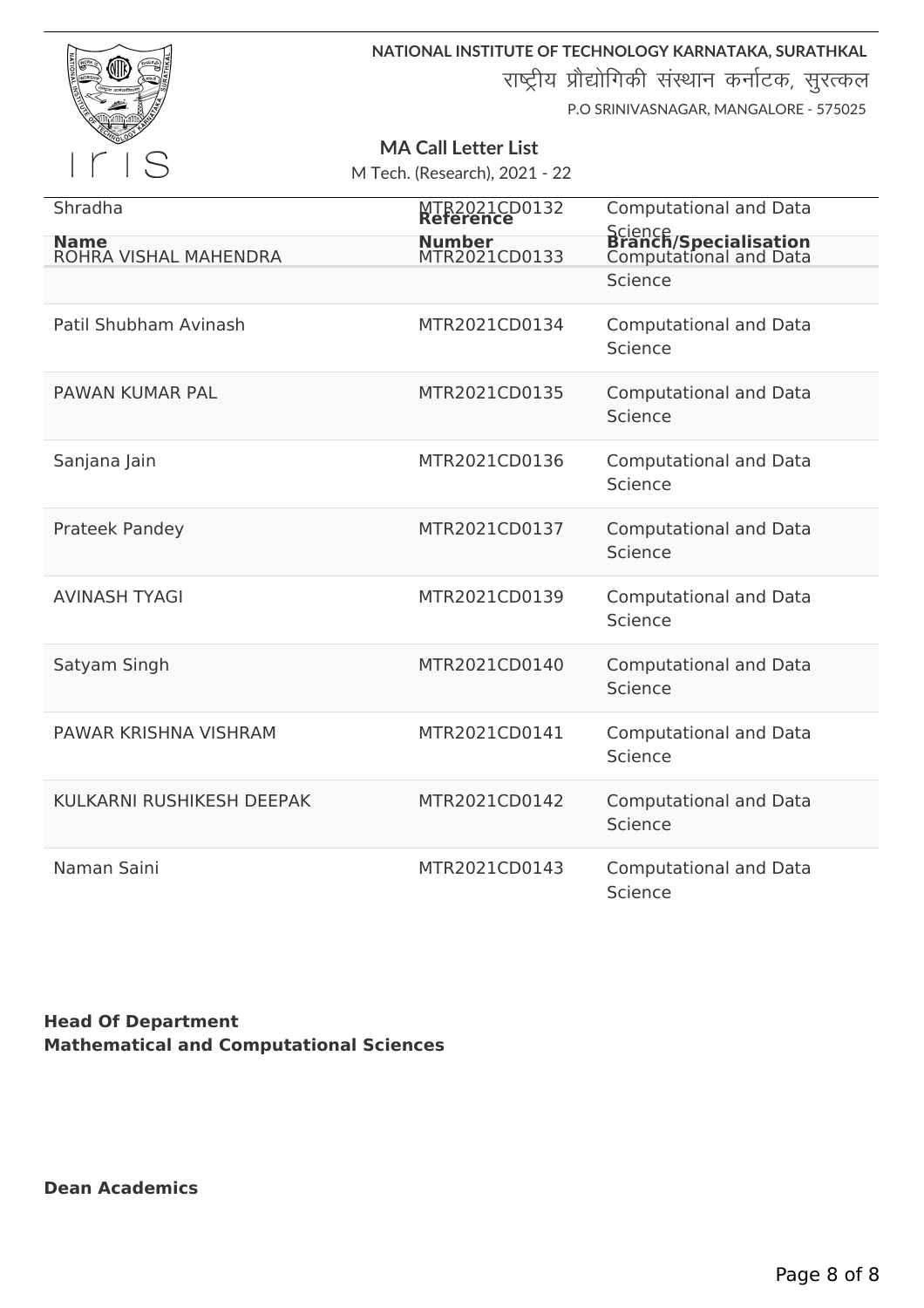# NATIONAL INSTITUTE OF TECHNOLOGY KARNATAKA, SURATHKAL

राष्ट्रीय प्रौद्योगिकी संस्थान कर्नाटक, सुरत्कल

P.O SRINIVASNAGAR, MANGALORE - 575025

## MA Call Letter List

M Tech. (Research), 2021 - 22

| Name | Reference Number | Branch/Specialisation |
|---|---|---|
| Shradha | MTR2021CD0132 | Computational and Data Science |
| ROHRA VISHAL MAHENDRA | MTR2021CD0133 | Computational and Data Science |
| Patil Shubham Avinash | MTR2021CD0134 | Computational and Data Science |
| PAWAN KUMAR PAL | MTR2021CD0135 | Computational and Data Science |
| Sanjana Jain | MTR2021CD0136 | Computational and Data Science |
| Prateek Pandey | MTR2021CD0137 | Computational and Data Science |
| AVINASH TYAGI | MTR2021CD0139 | Computational and Data Science |
| Satyam Singh | MTR2021CD0140 | Computational and Data Science |
| PAWAR KRISHNA VISHRAM | MTR2021CD0141 | Computational and Data Science |
| KULKARNI RUSHIKESH DEEPAK | MTR2021CD0142 | Computational and Data Science |
| Naman Saini | MTR2021CD0143 | Computational and Data Science |

**Head Of Department**
**Mathematical and Computational Sciences**

**Dean Academics**